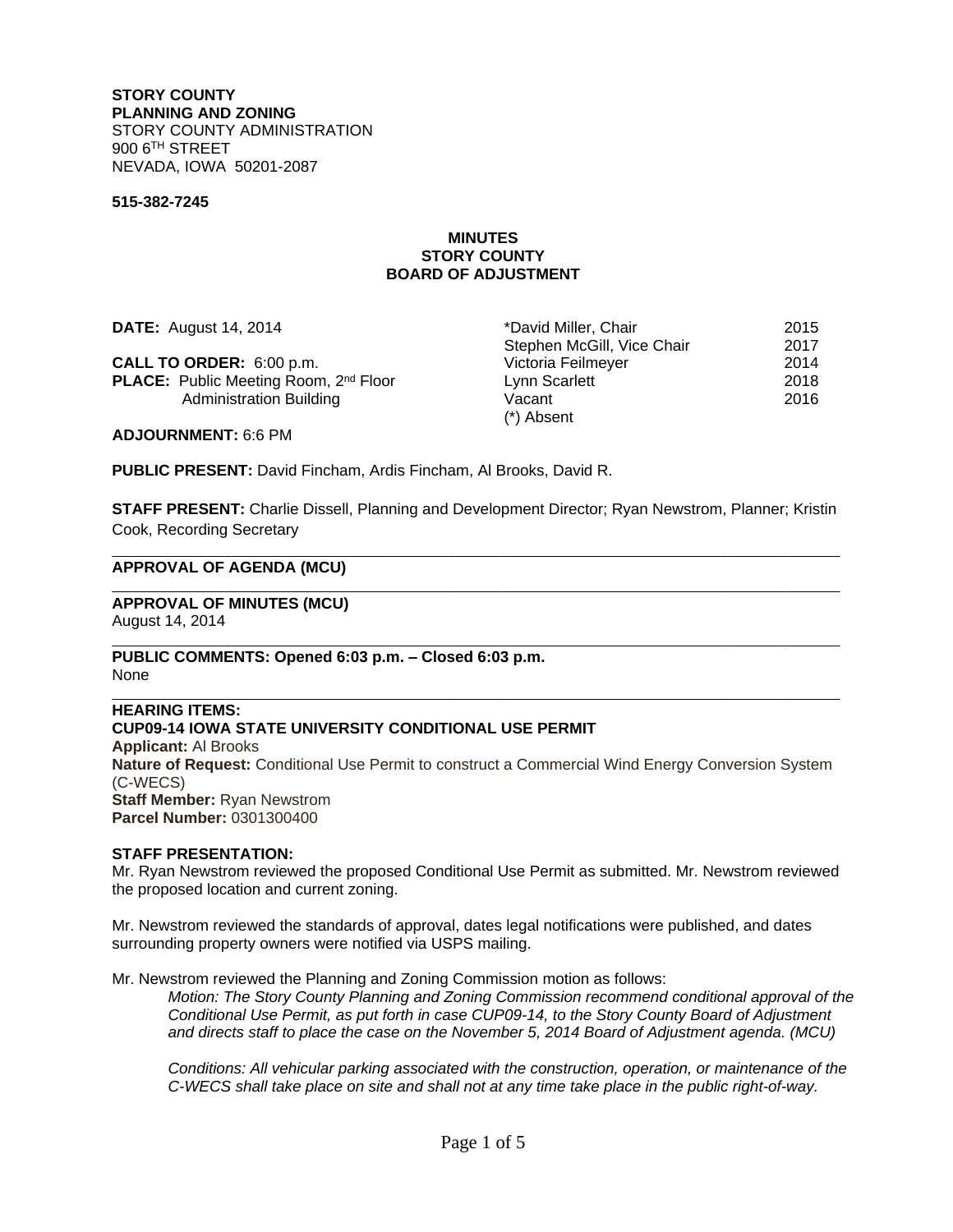**STORY COUNTY**
**PLANNING AND ZONING**
STORY COUNTY ADMINISTRATION
900 6TH STREET
NEVADA, IOWA 50201-2087

**515-382-7245**

**MINUTES**
**STORY COUNTY**
**BOARD OF ADJUSTMENT**

**DATE:** August 14, 2014

**CALL TO ORDER:** 6:00 p.m.
**PLACE:** Public Meeting Room, 2nd Floor
Administration Building

| | |
|---|---|
| *David Miller, Chair | 2015 |
| Stephen McGill, Vice Chair | 2017 |
| Victoria Feilmeyer | 2014 |
| Lynn Scarlett | 2018 |
| Vacant | 2016 |
| (*) Absent | |

**ADJOURNMENT:** 6:6 PM

**PUBLIC PRESENT:** David Fincham, Ardis Fincham, Al Brooks, David R.

**STAFF PRESENT:** Charlie Dissell, Planning and Development Director; Ryan Newstrom, Planner; Kristin Cook, Recording Secretary

---

**APPROVAL OF AGENDA (MCU)**

---

**APPROVAL OF MINUTES (MCU)**
August 14, 2014

---

**PUBLIC COMMENTS: Opened 6:03 p.m. – Closed 6:03 p.m.**
None

---

**HEARING ITEMS:**
**CUP09-14 IOWA STATE UNIVERSITY CONDITIONAL USE PERMIT**
**Applicant:** Al Brooks
**Nature of Request:** Conditional Use Permit to construct a Commercial Wind Energy Conversion System (C-WECS)
**Staff Member:** Ryan Newstrom
**Parcel Number:** 0301300400

**STAFF PRESENTATION:**
Mr. Ryan Newstrom reviewed the proposed Conditional Use Permit as submitted. Mr. Newstrom reviewed the proposed location and current zoning.

Mr. Newstrom reviewed the standards of approval, dates legal notifications were published, and dates surrounding property owners were notified via USPS mailing.

Mr. Newstrom reviewed the Planning and Zoning Commission motion as follows:

> *Motion: The Story County Planning and Zoning Commission recommend conditional approval of the Conditional Use Permit, as put forth in case CUP09-14, to the Story County Board of Adjustment and directs staff to place the case on the November 5, 2014 Board of Adjustment agenda. (MCU)*
>
> *Conditions: All vehicular parking associated with the construction, operation, or maintenance of the C-WECS shall take place on site and shall not at any time take place in the public right-of-way.*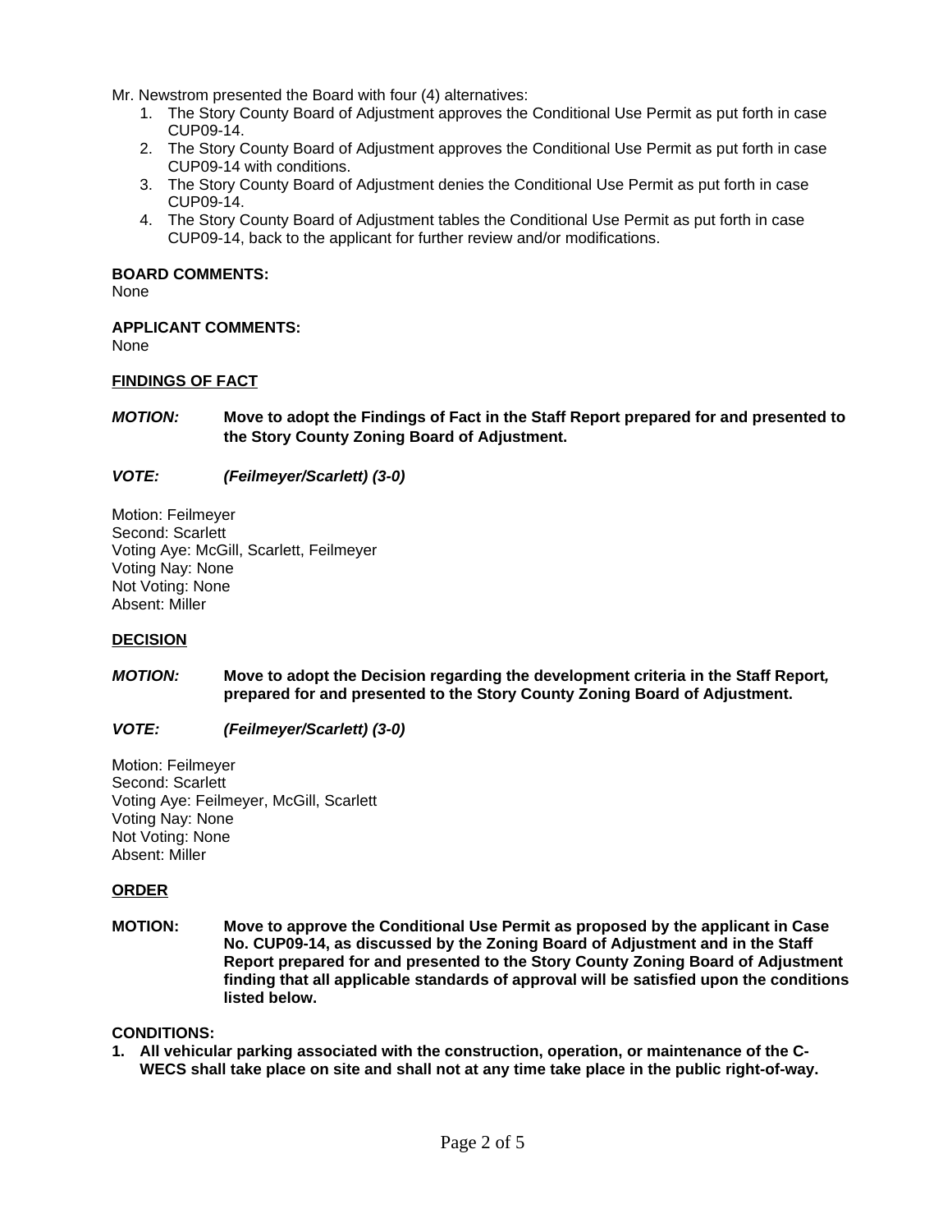Mr. Newstrom presented the Board with four (4) alternatives:

1. The Story County Board of Adjustment approves the Conditional Use Permit as put forth in case CUP09-14.
2. The Story County Board of Adjustment approves the Conditional Use Permit as put forth in case CUP09-14 with conditions.
3. The Story County Board of Adjustment denies the Conditional Use Permit as put forth in case CUP09-14.
4. The Story County Board of Adjustment tables the Conditional Use Permit as put forth in case CUP09-14, back to the applicant for further review and/or modifications.

**BOARD COMMENTS:**
None

**APPLICANT COMMENTS:**
None

**FINDINGS OF FACT**

***MOTION:*** **Move to adopt the Findings of Fact in the Staff Report prepared for and presented to the Story County Zoning Board of Adjustment.**

***VOTE:*** ***(Feilmeyer/Scarlett) (3-0)***

Motion: Feilmeyer
Second: Scarlett
Voting Aye: McGill, Scarlett, Feilmeyer
Voting Nay: None
Not Voting: None
Absent: Miller

**DECISION**

***MOTION:*** **Move to adopt the Decision regarding the development criteria in the Staff Report, prepared for and presented to the Story County Zoning Board of Adjustment.**

***VOTE:*** ***(Feilmeyer/Scarlett) (3-0)***

Motion: Feilmeyer
Second: Scarlett
Voting Aye: Feilmeyer, McGill, Scarlett
Voting Nay: None
Not Voting: None
Absent: Miller

**ORDER**

**MOTION:** **Move to approve the Conditional Use Permit as proposed by the applicant in Case No. CUP09-14, as discussed by the Zoning Board of Adjustment and in the Staff Report prepared for and presented to the Story County Zoning Board of Adjustment finding that all applicable standards of approval will be satisfied upon the conditions listed below.**

**CONDITIONS:**

1. **All vehicular parking associated with the construction, operation, or maintenance of the C-WECS shall take place on site and shall not at any time take place in the public right-of-way.**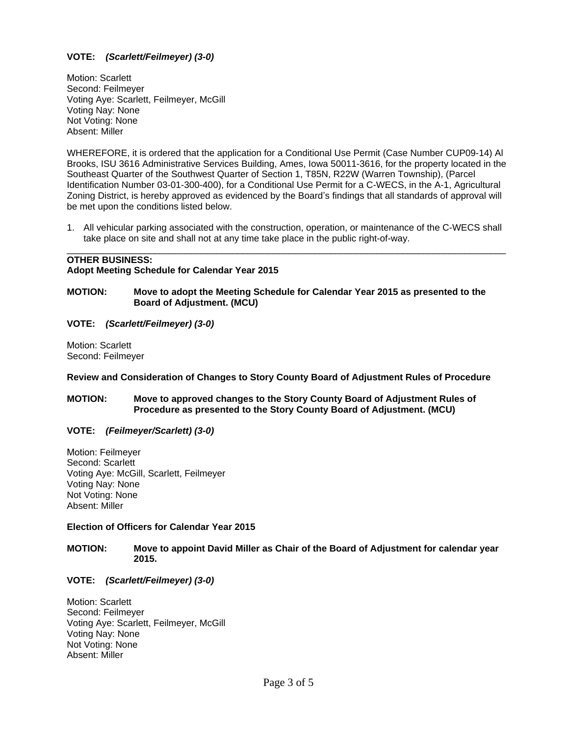**VOTE:** ***(Scarlett/Feilmeyer) (3-0)***

Motion: Scarlett
Second: Feilmeyer
Voting Aye: Scarlett, Feilmeyer, McGill
Voting Nay: None
Not Voting: None
Absent: Miller

WHEREFORE, it is ordered that the application for a Conditional Use Permit (Case Number CUP09-14) Al Brooks, ISU 3616 Administrative Services Building, Ames, Iowa 50011-3616, for the property located in the Southeast Quarter of the Southwest Quarter of Section 1, T85N, R22W (Warren Township), (Parcel Identification Number 03-01-300-400), for a Conditional Use Permit for a C-WECS, in the A-1, Agricultural Zoning District, is hereby approved as evidenced by the Board's findings that all standards of approval will be met upon the conditions listed below.

1. All vehicular parking associated with the construction, operation, or maintenance of the C-WECS shall take place on site and shall not at any time take place in the public right-of-way.

---

**OTHER BUSINESS:**
**Adopt Meeting Schedule for Calendar Year 2015**

**MOTION: Move to adopt the Meeting Schedule for Calendar Year 2015 as presented to the Board of Adjustment. (MCU)**

**VOTE:** ***(Scarlett/Feilmeyer) (3-0)***

Motion: Scarlett
Second: Feilmeyer

**Review and Consideration of Changes to Story County Board of Adjustment Rules of Procedure**

**MOTION: Move to approved changes to the Story County Board of Adjustment Rules of Procedure as presented to the Story County Board of Adjustment. (MCU)**

**VOTE:** ***(Feilmeyer/Scarlett) (3-0)***

Motion: Feilmeyer
Second: Scarlett
Voting Aye: McGill, Scarlett, Feilmeyer
Voting Nay: None
Not Voting: None
Absent: Miller

**Election of Officers for Calendar Year 2015**

**MOTION: Move to appoint David Miller as Chair of the Board of Adjustment for calendar year 2015.**

**VOTE:** ***(Scarlett/Feilmeyer) (3-0)***

Motion: Scarlett
Second: Feilmeyer
Voting Aye: Scarlett, Feilmeyer, McGill
Voting Nay: None
Not Voting: None
Absent: Miller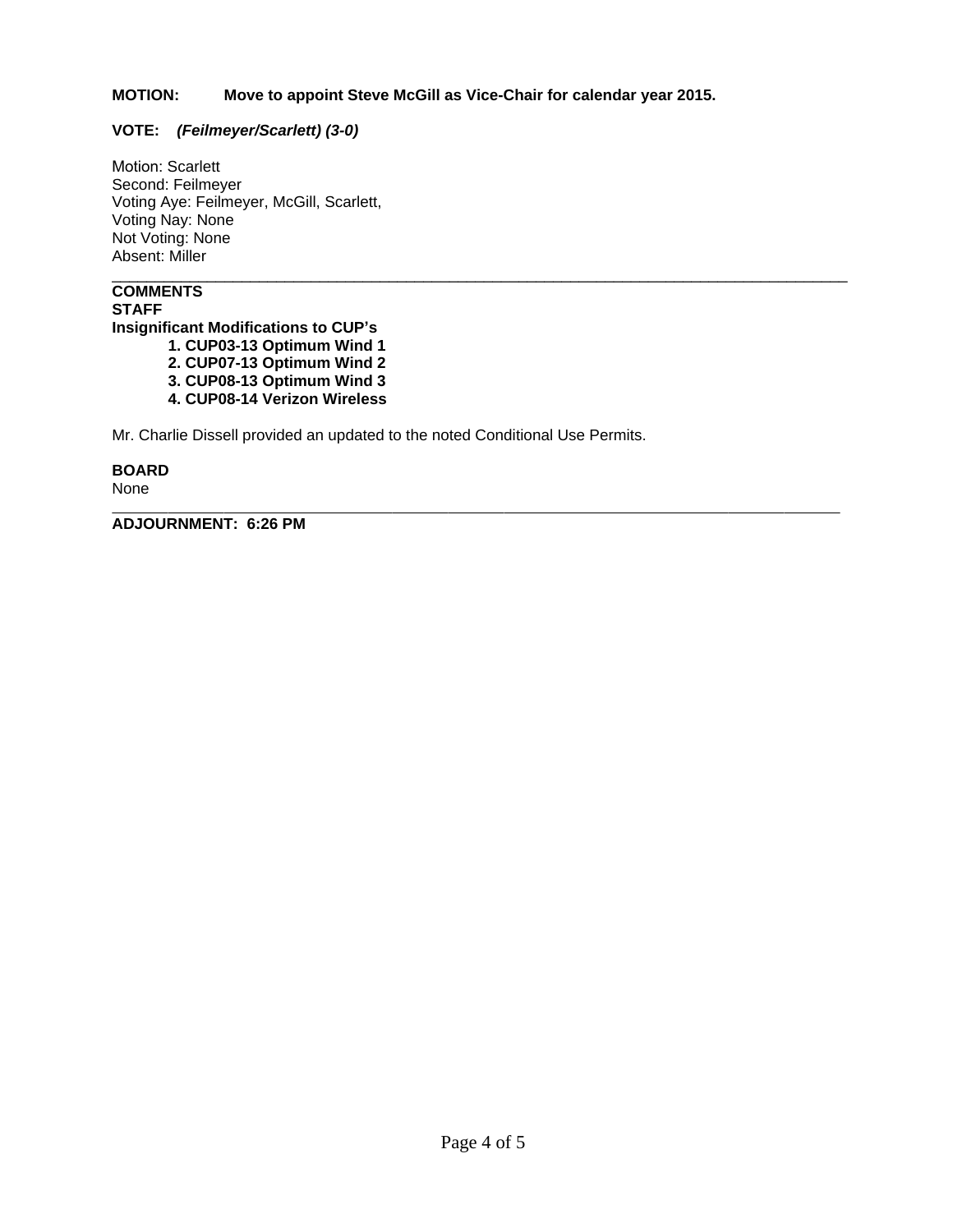**MOTION: Move to appoint Steve McGill as Vice-Chair for calendar year 2015.**

**VOTE:** ***(Feilmeyer/Scarlett) (3-0)***

Motion: Scarlett
Second: Feilmeyer
Voting Aye: Feilmeyer, McGill, Scarlett,
Voting Nay: None
Not Voting: None
Absent: Miller

---

**COMMENTS**

**STAFF**

**Insignificant Modifications to CUP's**

1. **CUP03-13 Optimum Wind 1**
2. **CUP07-13 Optimum Wind 2**
3. **CUP08-13 Optimum Wind 3**
4. **CUP08-14 Verizon Wireless**

Mr. Charlie Dissell provided an updated to the noted Conditional Use Permits.

**BOARD**

None

---

**ADJOURNMENT: 6:26 PM**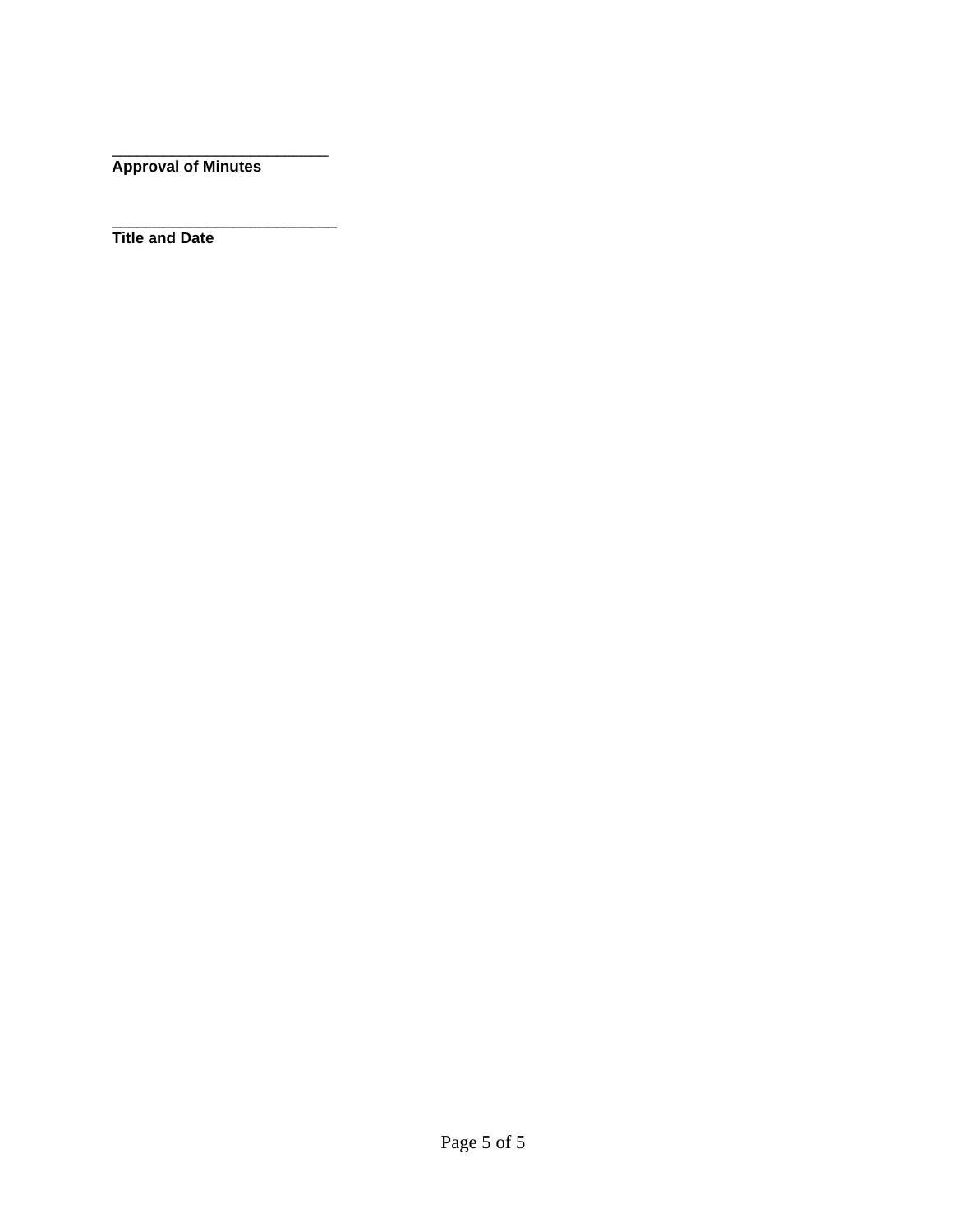_________________________
**Approval of Minutes**

__________________________
**Title and Date**